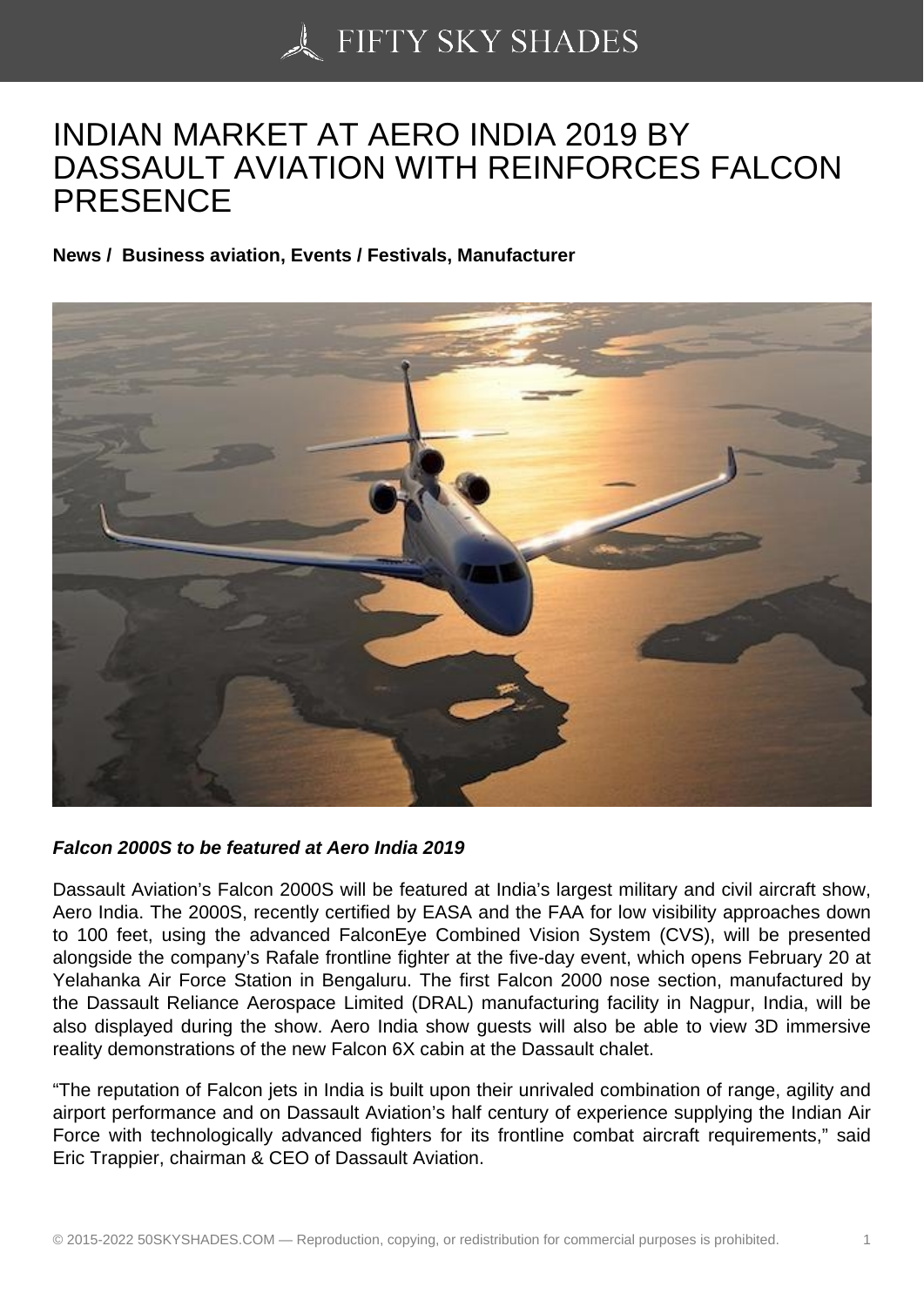# INDIAN MARKET AT AERO INDIA 2019 BY DASSAULT AVIATION WITH REINFORCES FALCON PRESENCE

**News / Business aviation, Events / Festivals, Manufacturer**

***Falcon 2000S to be featured at Aero India 2019***

Dassault Aviation's Falcon 2000S will be featured at India's largest military and civil aircraft show, Aero India. The 2000S, recently certified by EASA and the FAA for low visibility approaches down to 100 feet, using the advanced FalconEye Combined Vision System (CVS), will be presented alongside the company's Rafale frontline fighter at the five-day event, which opens February 20 at Yelahanka Air Force Station in Bengaluru. The first Falcon 2000 nose section, manufactured by the Dassault Reliance Aerospace Limited (DRAL) manufacturing facility in Nagpur, India, will be also displayed during the show. Aero India show guests will also be able to view 3D immersive reality demonstrations of the new Falcon 6X cabin at the Dassault chalet.

"The reputation of Falcon jets in India is built upon their unrivaled combination of range, agility and airport performance and on Dassault Aviation's half century of experience supplying the Indian Air Force with technologically advanced fighters for its frontline combat aircraft requirements," said Eric Trappier, chairman & CEO of Dassault Aviation.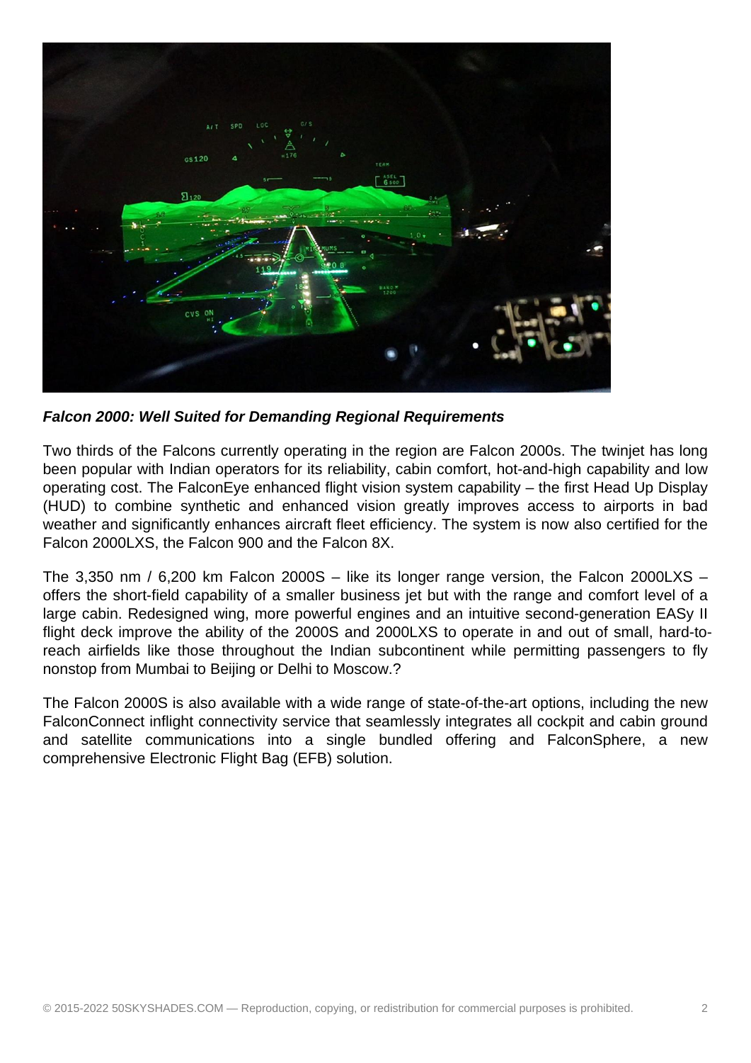***Falcon 2000: Well Suited for Demanding Regional Requirements***

Two thirds of the Falcons currently operating in the region are Falcon 2000s. The twinjet has long been popular with Indian operators for its reliability, cabin comfort, hot-and-high capability and low operating cost. The FalconEye enhanced flight vision system capability – the first Head Up Display (HUD) to combine synthetic and enhanced vision greatly improves access to airports in bad weather and significantly enhances aircraft fleet efficiency. The system is now also certified for the Falcon 2000LXS, the Falcon 900 and the Falcon 8X.

The 3,350 nm / 6,200 km Falcon 2000S – like its longer range version, the Falcon 2000LXS – offers the short-field capability of a smaller business jet but with the range and comfort level of a large cabin. Redesigned wing, more powerful engines and an intuitive second-generation EASy II flight deck improve the ability of the 2000S and 2000LXS to operate in and out of small, hard-to-reach airfields like those throughout the Indian subcontinent while permitting passengers to fly nonstop from Mumbai to Beijing or Delhi to Moscow.?

The Falcon 2000S is also available with a wide range of state-of-the-art options, including the new FalconConnect inflight connectivity service that seamlessly integrates all cockpit and cabin ground and satellite communications into a single bundled offering and FalconSphere, a new comprehensive Electronic Flight Bag (EFB) solution.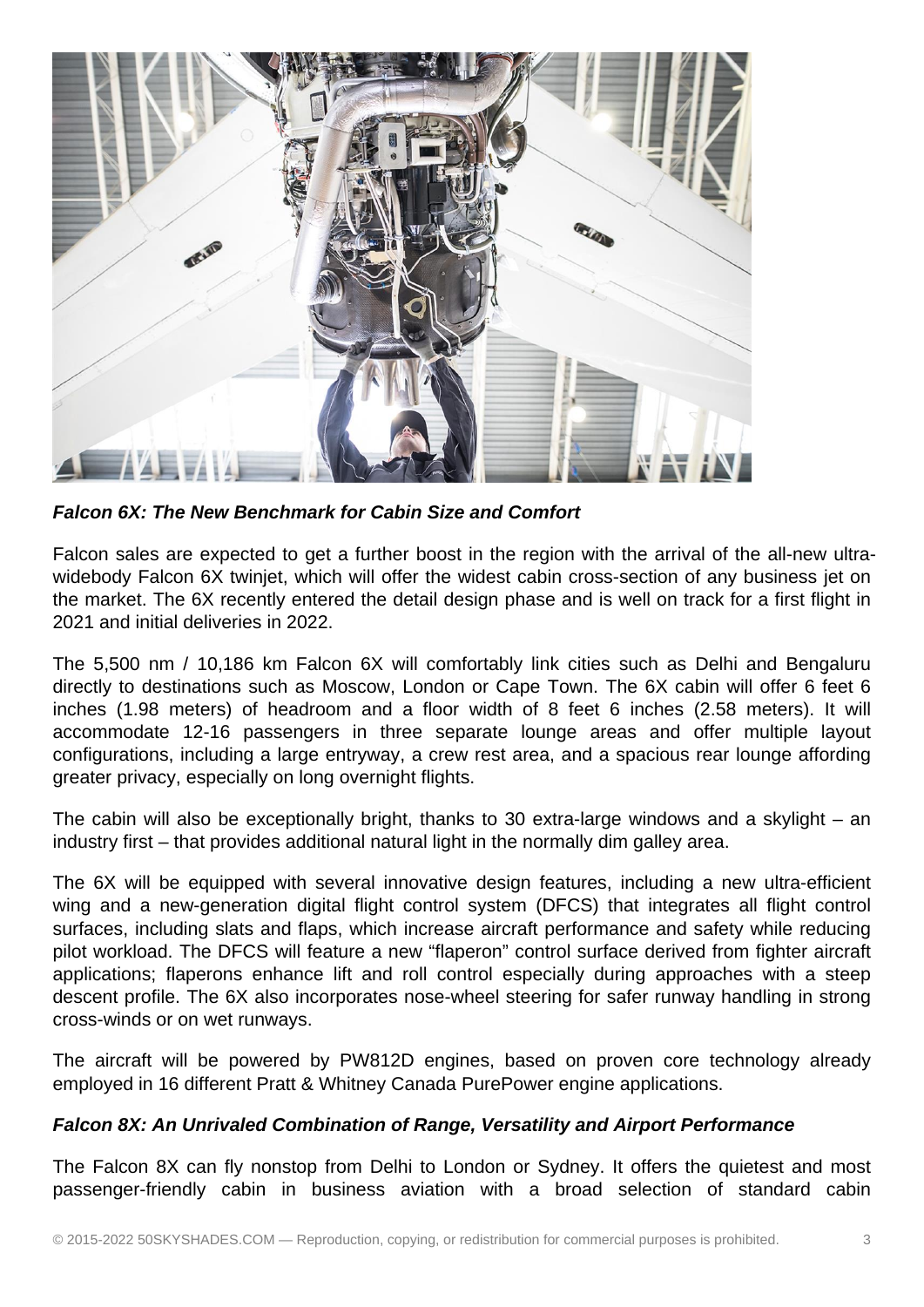***Falcon 6X: The New Benchmark for Cabin Size and Comfort***

Falcon sales are expected to get a further boost in the region with the arrival of the all-new ultra-widebody Falcon 6X twinjet, which will offer the widest cabin cross-section of any business jet on the market. The 6X recently entered the detail design phase and is well on track for a first flight in 2021 and initial deliveries in 2022.

The 5,500 nm / 10,186 km Falcon 6X will comfortably link cities such as Delhi and Bengaluru directly to destinations such as Moscow, London or Cape Town. The 6X cabin will offer 6 feet 6 inches (1.98 meters) of headroom and a floor width of 8 feet 6 inches (2.58 meters). It will accommodate 12-16 passengers in three separate lounge areas and offer multiple layout configurations, including a large entryway, a crew rest area, and a spacious rear lounge affording greater privacy, especially on long overnight flights.

The cabin will also be exceptionally bright, thanks to 30 extra-large windows and a skylight – an industry first – that provides additional natural light in the normally dim galley area.

The 6X will be equipped with several innovative design features, including a new ultra-efficient wing and a new-generation digital flight control system (DFCS) that integrates all flight control surfaces, including slats and flaps, which increase aircraft performance and safety while reducing pilot workload. The DFCS will feature a new "flaperon" control surface derived from fighter aircraft applications; flaperons enhance lift and roll control especially during approaches with a steep descent profile. The 6X also incorporates nose-wheel steering for safer runway handling in strong cross-winds or on wet runways.

The aircraft will be powered by PW812D engines, based on proven core technology already employed in 16 different Pratt & Whitney Canada PurePower engine applications.

***Falcon 8X: An Unrivaled Combination of Range, Versatility and Airport Performance***

The Falcon 8X can fly nonstop from Delhi to London or Sydney. It offers the quietest and most passenger-friendly cabin in business aviation with a broad selection of standard cabin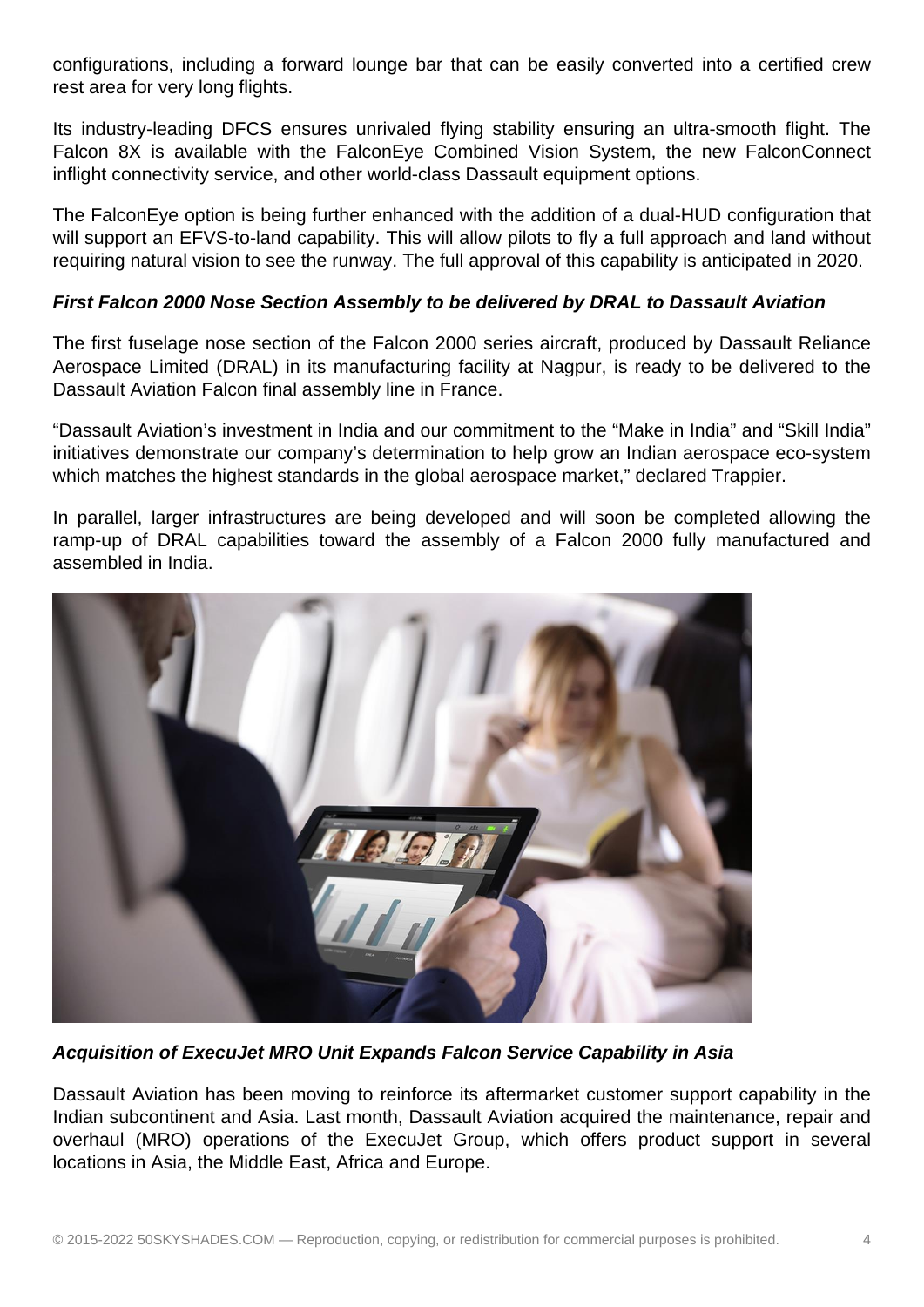configurations, including a forward lounge bar that can be easily converted into a certified crew rest area for very long flights.

Its industry-leading DFCS ensures unrivaled flying stability ensuring an ultra-smooth flight. The Falcon 8X is available with the FalconEye Combined Vision System, the new FalconConnect inflight connectivity service, and other world-class Dassault equipment options.

The FalconEye option is being further enhanced with the addition of a dual-HUD configuration that will support an EFVS-to-land capability. This will allow pilots to fly a full approach and land without requiring natural vision to see the runway. The full approval of this capability is anticipated in 2020.

***First Falcon 2000 Nose Section Assembly to be delivered by DRAL to Dassault Aviation***

The first fuselage nose section of the Falcon 2000 series aircraft, produced by Dassault Reliance Aerospace Limited (DRAL) in its manufacturing facility at Nagpur, is ready to be delivered to the Dassault Aviation Falcon final assembly line in France.

"Dassault Aviation's investment in India and our commitment to the "Make in India" and "Skill India" initiatives demonstrate our company's determination to help grow an Indian aerospace eco-system which matches the highest standards in the global aerospace market," declared Trappier.

In parallel, larger infrastructures are being developed and will soon be completed allowing the ramp-up of DRAL capabilities toward the assembly of a Falcon 2000 fully manufactured and assembled in India.

***Acquisition of ExecuJet MRO Unit Expands Falcon Service Capability in Asia***

Dassault Aviation has been moving to reinforce its aftermarket customer support capability in the Indian subcontinent and Asia. Last month, Dassault Aviation acquired the maintenance, repair and overhaul (MRO) operations of the ExecuJet Group, which offers product support in several locations in Asia, the Middle East, Africa and Europe.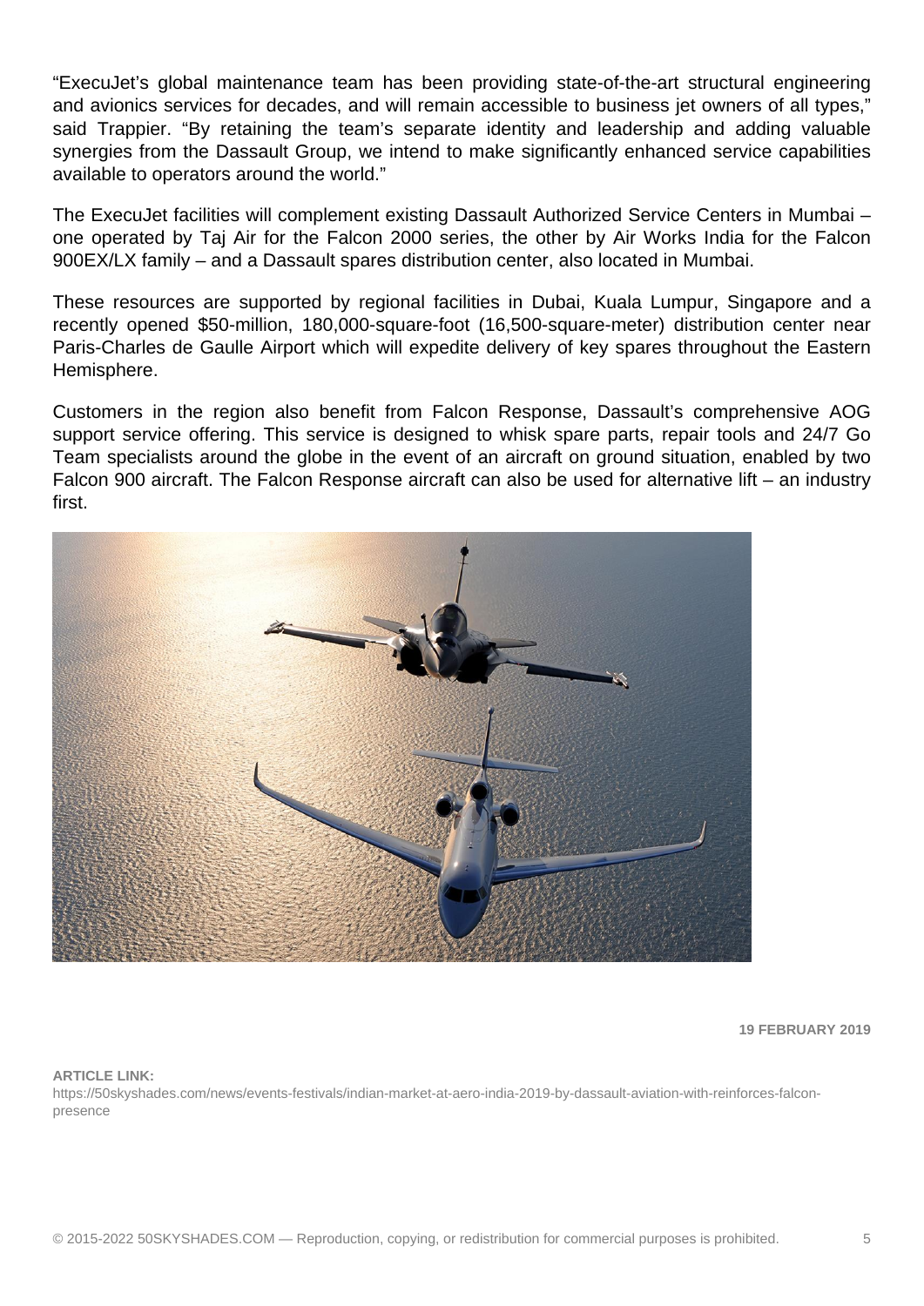"ExecuJet's global maintenance team has been providing state-of-the-art structural engineering and avionics services for decades, and will remain accessible to business jet owners of all types," said Trappier. "By retaining the team's separate identity and leadership and adding valuable synergies from the Dassault Group, we intend to make significantly enhanced service capabilities available to operators around the world."

The ExecuJet facilities will complement existing Dassault Authorized Service Centers in Mumbai – one operated by Taj Air for the Falcon 2000 series, the other by Air Works India for the Falcon 900EX/LX family – and a Dassault spares distribution center, also located in Mumbai.

These resources are supported by regional facilities in Dubai, Kuala Lumpur, Singapore and a recently opened $50-million, 180,000-square-foot (16,500-square-meter) distribution center near Paris-Charles de Gaulle Airport which will expedite delivery of key spares throughout the Eastern Hemisphere.

Customers in the region also benefit from Falcon Response, Dassault's comprehensive AOG support service offering. This service is designed to whisk spare parts, repair tools and 24/7 Go Team specialists around the globe in the event of an aircraft on ground situation, enabled by two Falcon 900 aircraft. The Falcon Response aircraft can also be used for alternative lift – an industry first.

**19 FEBRUARY 2019**

**ARTICLE LINK:**
https://50skyshades.com/news/events-festivals/indian-market-at-aero-india-2019-by-dassault-aviation-with-reinforces-falcon-presence

© 2015-2022 50SKYSHADES.COM — Reproduction, copying, or redistribution for commercial purposes is prohibited.